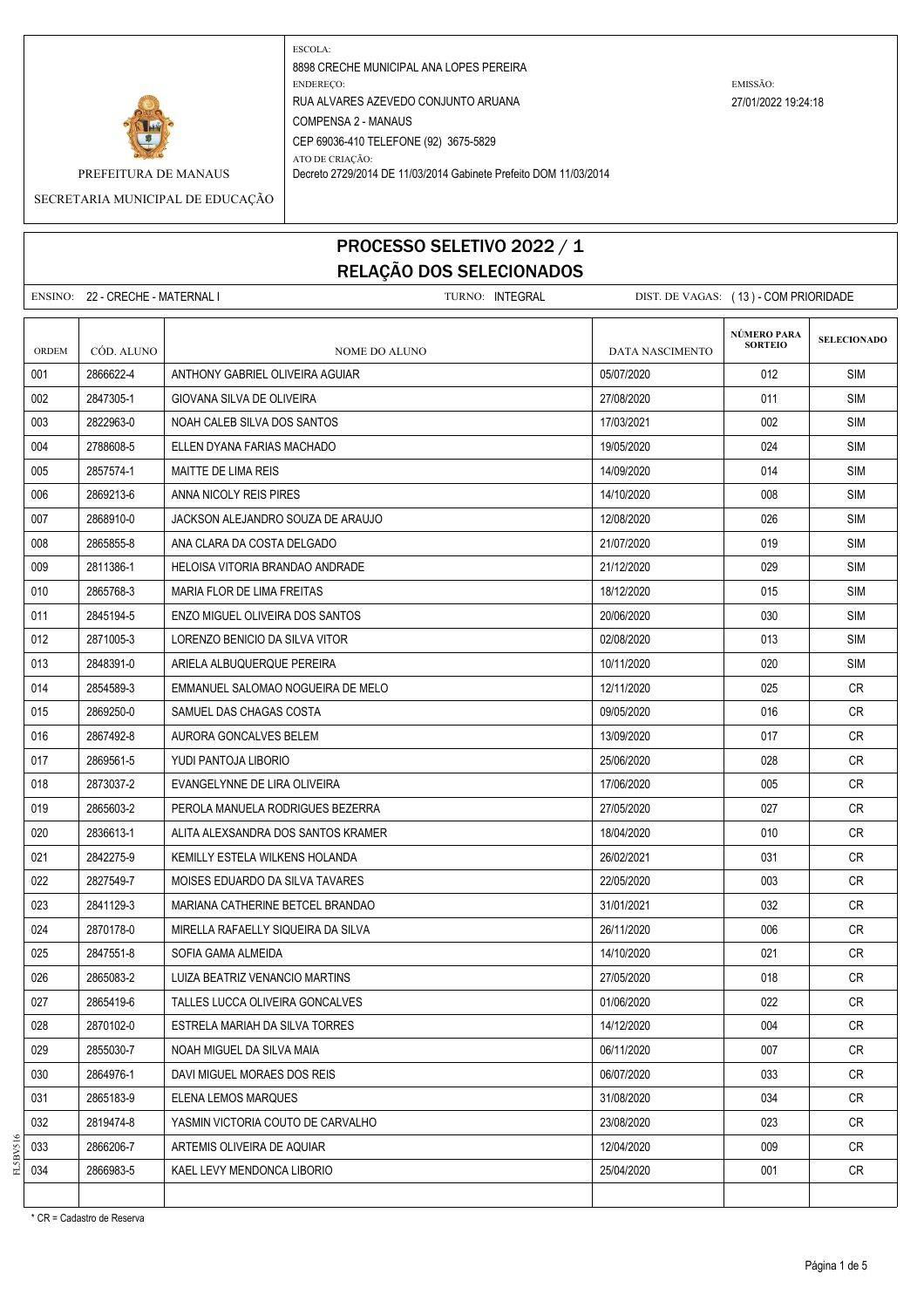PREFEITURA DE MANAUS

SECRETARIA MUNICIPAL DE EDUCAÇÃO

ESCOLA:
8898 CRECHE MUNICIPAL ANA LOPES PEREIRA

ENDEREÇO:
RUA ALVARES AZEVEDO CONJUNTO ARUANA
COMPENSA 2 - MANAUS
CEP 69036-410 TELEFONE (92) 3675-5829

ATO DE CRIAÇÃO:
Decreto 2729/2014 DE 11/03/2014 Gabinete Prefeito DOM 11/03/2014

EMISSÃO:
27/01/2022 19:24:18

# PROCESSO SELETIVO 2022 / 1
## RELAÇÃO DOS SELECIONADOS

ENSINO: 22 - CRECHE - MATERNAL I    TURNO: INTEGRAL    DIST. DE VAGAS: ( 13 ) - COM PRIORIDADE

| ORDEM | CÓD. ALUNO | NOME DO ALUNO | DATA NASCIMENTO | NÚMERO PARA SORTEIO | SELECIONADO |
|---|---|---|---|---|---|
| 001 | 2866622-4 | ANTHONY GABRIEL OLIVEIRA AGUIAR | 05/07/2020 | 012 | SIM |
| 002 | 2847305-1 | GIOVANA SILVA DE OLIVEIRA | 27/08/2020 | 011 | SIM |
| 003 | 2822963-0 | NOAH CALEB SILVA DOS SANTOS | 17/03/2021 | 002 | SIM |
| 004 | 2788608-5 | ELLEN DYANA FARIAS MACHADO | 19/05/2020 | 024 | SIM |
| 005 | 2857574-1 | MAITTE DE LIMA REIS | 14/09/2020 | 014 | SIM |
| 006 | 2869213-6 | ANNA NICOLY REIS PIRES | 14/10/2020 | 008 | SIM |
| 007 | 2868910-0 | JACKSON ALEJANDRO SOUZA DE ARAUJO | 12/08/2020 | 026 | SIM |
| 008 | 2865855-8 | ANA CLARA DA COSTA DELGADO | 21/07/2020 | 019 | SIM |
| 009 | 2811386-1 | HELOISA VITORIA BRANDAO ANDRADE | 21/12/2020 | 029 | SIM |
| 010 | 2865768-3 | MARIA FLOR DE LIMA FREITAS | 18/12/2020 | 015 | SIM |
| 011 | 2845194-5 | ENZO MIGUEL OLIVEIRA DOS SANTOS | 20/06/2020 | 030 | SIM |
| 012 | 2871005-3 | LORENZO BENICIO DA SILVA VITOR | 02/08/2020 | 013 | SIM |
| 013 | 2848391-0 | ARIELA ALBUQUERQUE PEREIRA | 10/11/2020 | 020 | SIM |
| 014 | 2854589-3 | EMMANUEL SALOMAO NOGUEIRA DE MELO | 12/11/2020 | 025 | CR |
| 015 | 2869250-0 | SAMUEL DAS CHAGAS COSTA | 09/05/2020 | 016 | CR |
| 016 | 2867492-8 | AURORA GONCALVES BELEM | 13/09/2020 | 017 | CR |
| 017 | 2869561-5 | YUDI PANTOJA LIBORIO | 25/06/2020 | 028 | CR |
| 018 | 2873037-2 | EVANGELYNNE DE LIRA OLIVEIRA | 17/06/2020 | 005 | CR |
| 019 | 2865603-2 | PEROLA MANUELA RODRIGUES BEZERRA | 27/05/2020 | 027 | CR |
| 020 | 2836613-1 | ALITA ALEXSANDRA DOS SANTOS KRAMER | 18/04/2020 | 010 | CR |
| 021 | 2842275-9 | KEMILLY ESTELA WILKENS HOLANDA | 26/02/2021 | 031 | CR |
| 022 | 2827549-7 | MOISES EDUARDO DA SILVA TAVARES | 22/05/2020 | 003 | CR |
| 023 | 2841129-3 | MARIANA CATHERINE BETCEL BRANDAO | 31/01/2021 | 032 | CR |
| 024 | 2870178-0 | MIRELLA RAFAELLY SIQUEIRA DA SILVA | 26/11/2020 | 006 | CR |
| 025 | 2847551-8 | SOFIA GAMA ALMEIDA | 14/10/2020 | 021 | CR |
| 026 | 2865083-2 | LUIZA BEATRIZ VENANCIO MARTINS | 27/05/2020 | 018 | CR |
| 027 | 2865419-6 | TALLES LUCCA OLIVEIRA GONCALVES | 01/06/2020 | 022 | CR |
| 028 | 2870102-0 | ESTRELA MARIAH DA SILVA TORRES | 14/12/2020 | 004 | CR |
| 029 | 2855030-7 | NOAH MIGUEL DA SILVA MAIA | 06/11/2020 | 007 | CR |
| 030 | 2864976-1 | DAVI MIGUEL MORAES DOS REIS | 06/07/2020 | 033 | CR |
| 031 | 2865183-9 | ELENA LEMOS MARQUES | 31/08/2020 | 034 | CR |
| 032 | 2819474-8 | YASMIN VICTORIA COUTO DE CARVALHO | 23/08/2020 | 023 | CR |
| 033 | 2866206-7 | ARTEMIS OLIVEIRA DE AQUIAR | 12/04/2020 | 009 | CR |
| 034 | 2866983-5 | KAEL LEVY MENDONCA LIBORIO | 25/04/2020 | 001 | CR |

* CR = Cadastro de Reserva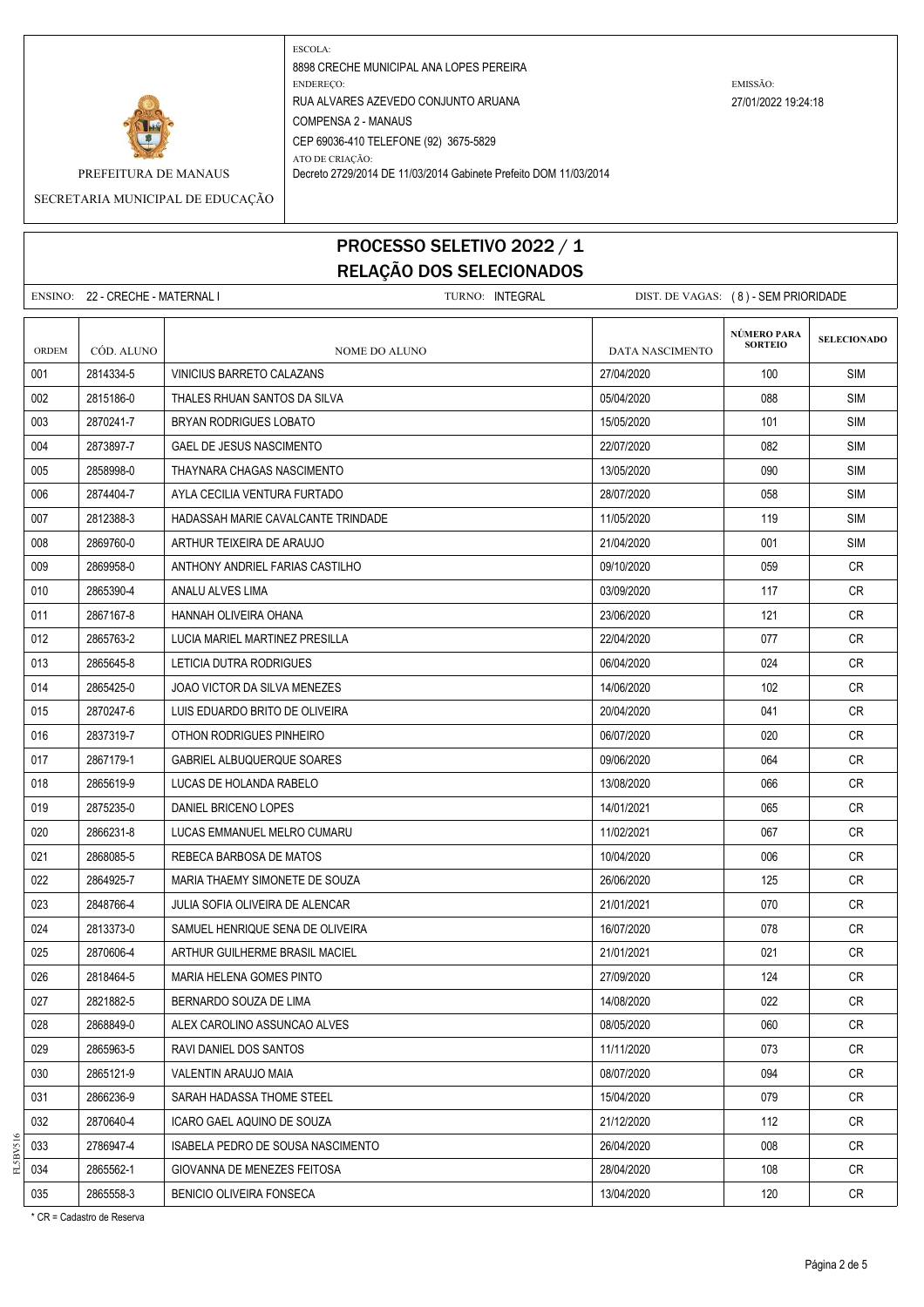PREFEITURA DE MANAUS

SECRETARIA MUNICIPAL DE EDUCAÇÃO

ESCOLA:
8898 CRECHE MUNICIPAL ANA LOPES PEREIRA

ENDEREÇO:
RUA ALVARES AZEVEDO CONJUNTO ARUANA
COMPENSA 2 - MANAUS
CEP 69036-410 TELEFONE (92) 3675-5829

ATO DE CRIAÇÃO:
Decreto 2729/2014 DE 11/03/2014 Gabinete Prefeito DOM 11/03/2014

EMISSÃO:
27/01/2022 19:24:18

# PROCESSO SELETIVO 2022 / 1
## RELAÇÃO DOS SELECIONADOS

ENSINO: 22 - CRECHE - MATERNAL I TURNO: INTEGRAL DIST. DE VAGAS: ( 8 ) - SEM PRIORIDADE

| ORDEM | CÓD. ALUNO | NOME DO ALUNO | DATA NASCIMENTO | NÚMERO PARA SORTEIO | SELECIONADO |
|---|---|---|---|---|---|
| 001 | 2814334-5 | VINICIUS BARRETO CALAZANS | 27/04/2020 | 100 | SIM |
| 002 | 2815186-0 | THALES RHUAN SANTOS DA SILVA | 05/04/2020 | 088 | SIM |
| 003 | 2870241-7 | BRYAN RODRIGUES LOBATO | 15/05/2020 | 101 | SIM |
| 004 | 2873897-7 | GAEL DE JESUS NASCIMENTO | 22/07/2020 | 082 | SIM |
| 005 | 2858998-0 | THAYNARA CHAGAS NASCIMENTO | 13/05/2020 | 090 | SIM |
| 006 | 2874404-7 | AYLA CECILIA VENTURA FURTADO | 28/07/2020 | 058 | SIM |
| 007 | 2812388-3 | HADASSAH MARIE CAVALCANTE TRINDADE | 11/05/2020 | 119 | SIM |
| 008 | 2869760-0 | ARTHUR TEIXEIRA DE ARAUJO | 21/04/2020 | 001 | SIM |
| 009 | 2869958-0 | ANTHONY ANDRIEL FARIAS CASTILHO | 09/10/2020 | 059 | CR |
| 010 | 2865390-4 | ANALU ALVES LIMA | 03/09/2020 | 117 | CR |
| 011 | 2867167-8 | HANNAH OLIVEIRA OHANA | 23/06/2020 | 121 | CR |
| 012 | 2865763-2 | LUCIA MARIEL MARTINEZ PRESILLA | 22/04/2020 | 077 | CR |
| 013 | 2865645-8 | LETICIA DUTRA RODRIGUES | 06/04/2020 | 024 | CR |
| 014 | 2865425-0 | JOAO VICTOR DA SILVA MENEZES | 14/06/2020 | 102 | CR |
| 015 | 2870247-6 | LUIS EDUARDO BRITO DE OLIVEIRA | 20/04/2020 | 041 | CR |
| 016 | 2837319-7 | OTHON RODRIGUES PINHEIRO | 06/07/2020 | 020 | CR |
| 017 | 2867179-1 | GABRIEL ALBUQUERQUE SOARES | 09/06/2020 | 064 | CR |
| 018 | 2865619-9 | LUCAS DE HOLANDA RABELO | 13/08/2020 | 066 | CR |
| 019 | 2875235-0 | DANIEL BRICENO LOPES | 14/01/2021 | 065 | CR |
| 020 | 2866231-8 | LUCAS EMMANUEL MELRO CUMARU | 11/02/2021 | 067 | CR |
| 021 | 2868085-5 | REBECA BARBOSA DE MATOS | 10/04/2020 | 006 | CR |
| 022 | 2864925-7 | MARIA THAEMY SIMONETE DE SOUZA | 26/06/2020 | 125 | CR |
| 023 | 2848766-4 | JULIA SOFIA OLIVEIRA DE ALENCAR | 21/01/2021 | 070 | CR |
| 024 | 2813373-0 | SAMUEL HENRIQUE SENA DE OLIVEIRA | 16/07/2020 | 078 | CR |
| 025 | 2870606-4 | ARTHUR GUILHERME BRASIL MACIEL | 21/01/2021 | 021 | CR |
| 026 | 2818464-5 | MARIA HELENA GOMES PINTO | 27/09/2020 | 124 | CR |
| 027 | 2821882-5 | BERNARDO SOUZA DE LIMA | 14/08/2020 | 022 | CR |
| 028 | 2868849-0 | ALEX CAROLINO ASSUNCAO ALVES | 08/05/2020 | 060 | CR |
| 029 | 2865963-5 | RAVI DANIEL DOS SANTOS | 11/11/2020 | 073 | CR |
| 030 | 2865121-9 | VALENTIN ARAUJO MAIA | 08/07/2020 | 094 | CR |
| 031 | 2866236-9 | SARAH HADASSA THOME STEEL | 15/04/2020 | 079 | CR |
| 032 | 2870640-4 | ICARO GAEL AQUINO DE SOUZA | 21/12/2020 | 112 | CR |
| 033 | 2786947-4 | ISABELA PEDRO DE SOUSA NASCIMENTO | 26/04/2020 | 008 | CR |
| 034 | 2865562-1 | GIOVANNA DE MENEZES FEITOSA | 28/04/2020 | 108 | CR |
| 035 | 2865558-3 | BENICIO OLIVEIRA FONSECA | 13/04/2020 | 120 | CR |

* CR = Cadastro de Reserva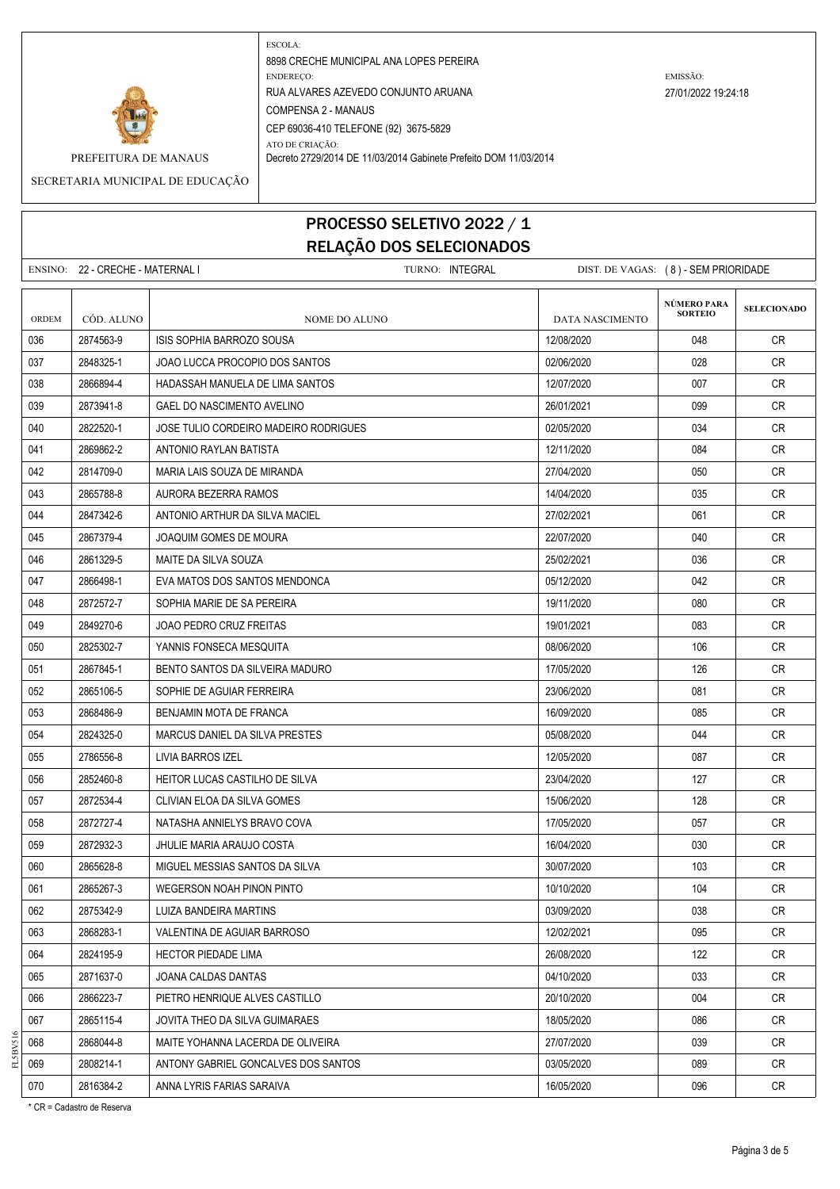ESCOLA:
8898 CRECHE MUNICIPAL ANA LOPES PEREIRA
ENDEREÇO:
RUA ALVARES AZEVEDO CONJUNTO ARUANA
COMPENSA 2 - MANAUS
CEP 69036-410 TELEFONE (92) 3675-5829
ATO DE CRIAÇÃO:
Decreto 2729/2014 DE 11/03/2014 Gabinete Prefeito DOM 11/03/2014

EMISSÃO:
27/01/2022 19:24:18

PREFEITURA DE MANAUS

SECRETARIA MUNICIPAL DE EDUCAÇÃO

# PROCESSO SELETIVO 2022 / 1
## RELAÇÃO DOS SELECIONADOS

ENSINO: 22 - CRECHE - MATERNAL I    TURNO: INTEGRAL    DIST. DE VAGAS: ( 8 ) - SEM PRIORIDADE

| ORDEM | CÓD. ALUNO | NOME DO ALUNO | DATA NASCIMENTO | NÚMERO PARA SORTEIO | SELECIONADO |
|---|---|---|---|---|---|
| 036 | 2874563-9 | ISIS SOPHIA BARROZO SOUSA | 12/08/2020 | 048 | CR |
| 037 | 2848325-1 | JOAO LUCCA PROCOPIO DOS SANTOS | 02/06/2020 | 028 | CR |
| 038 | 2866894-4 | HADASSAH MANUELA DE LIMA SANTOS | 12/07/2020 | 007 | CR |
| 039 | 2873941-8 | GAEL DO NASCIMENTO AVELINO | 26/01/2021 | 099 | CR |
| 040 | 2822520-1 | JOSE TULIO CORDEIRO MADEIRO RODRIGUES | 02/05/2020 | 034 | CR |
| 041 | 2869862-2 | ANTONIO RAYLAN BATISTA | 12/11/2020 | 084 | CR |
| 042 | 2814709-0 | MARIA LAIS SOUZA DE MIRANDA | 27/04/2020 | 050 | CR |
| 043 | 2865788-8 | AURORA BEZERRA RAMOS | 14/04/2020 | 035 | CR |
| 044 | 2847342-6 | ANTONIO ARTHUR DA SILVA MACIEL | 27/02/2021 | 061 | CR |
| 045 | 2867379-4 | JOAQUIM GOMES DE MOURA | 22/07/2020 | 040 | CR |
| 046 | 2861329-5 | MAITE DA SILVA SOUZA | 25/02/2021 | 036 | CR |
| 047 | 2866498-1 | EVA MATOS DOS SANTOS MENDONCA | 05/12/2020 | 042 | CR |
| 048 | 2872572-7 | SOPHIA MARIE DE SA PEREIRA | 19/11/2020 | 080 | CR |
| 049 | 2849270-6 | JOAO PEDRO CRUZ FREITAS | 19/01/2021 | 083 | CR |
| 050 | 2825302-7 | YANNIS FONSECA MESQUITA | 08/06/2020 | 106 | CR |
| 051 | 2867845-1 | BENTO SANTOS DA SILVEIRA MADURO | 17/05/2020 | 126 | CR |
| 052 | 2865106-5 | SOPHIE DE AGUIAR FERREIRA | 23/06/2020 | 081 | CR |
| 053 | 2868486-9 | BENJAMIN MOTA DE FRANCA | 16/09/2020 | 085 | CR |
| 054 | 2824325-0 | MARCUS DANIEL DA SILVA PRESTES | 05/08/2020 | 044 | CR |
| 055 | 2786556-8 | LIVIA BARROS IZEL | 12/05/2020 | 087 | CR |
| 056 | 2852460-8 | HEITOR LUCAS CASTILHO DE SILVA | 23/04/2020 | 127 | CR |
| 057 | 2872534-4 | CLIVIAN ELOA DA SILVA GOMES | 15/06/2020 | 128 | CR |
| 058 | 2872727-4 | NATASHA ANNIELYS BRAVO COVA | 17/05/2020 | 057 | CR |
| 059 | 2872932-3 | JHULIE MARIA ARAUJO COSTA | 16/04/2020 | 030 | CR |
| 060 | 2865628-8 | MIGUEL MESSIAS SANTOS DA SILVA | 30/07/2020 | 103 | CR |
| 061 | 2865267-3 | WEGERSON NOAH PINON PINTO | 10/10/2020 | 104 | CR |
| 062 | 2875342-9 | LUIZA BANDEIRA MARTINS | 03/09/2020 | 038 | CR |
| 063 | 2868283-1 | VALENTINA DE AGUIAR BARROSO | 12/02/2021 | 095 | CR |
| 064 | 2824195-9 | HECTOR PIEDADE LIMA | 26/08/2020 | 122 | CR |
| 065 | 2871637-0 | JOANA CALDAS DANTAS | 04/10/2020 | 033 | CR |
| 066 | 2866223-7 | PIETRO HENRIQUE ALVES CASTILLO | 20/10/2020 | 004 | CR |
| 067 | 2865115-4 | JOVITA THEO DA SILVA GUIMARAES | 18/05/2020 | 086 | CR |
| 068 | 2868044-8 | MAITE YOHANNA LACERDA DE OLIVEIRA | 27/07/2020 | 039 | CR |
| 069 | 2808214-1 | ANTONY GABRIEL GONCALVES DOS SANTOS | 03/05/2020 | 089 | CR |
| 070 | 2816384-2 | ANNA LYRIS FARIAS SARAIVA | 16/05/2020 | 096 | CR |

* CR = Cadastro de Reserva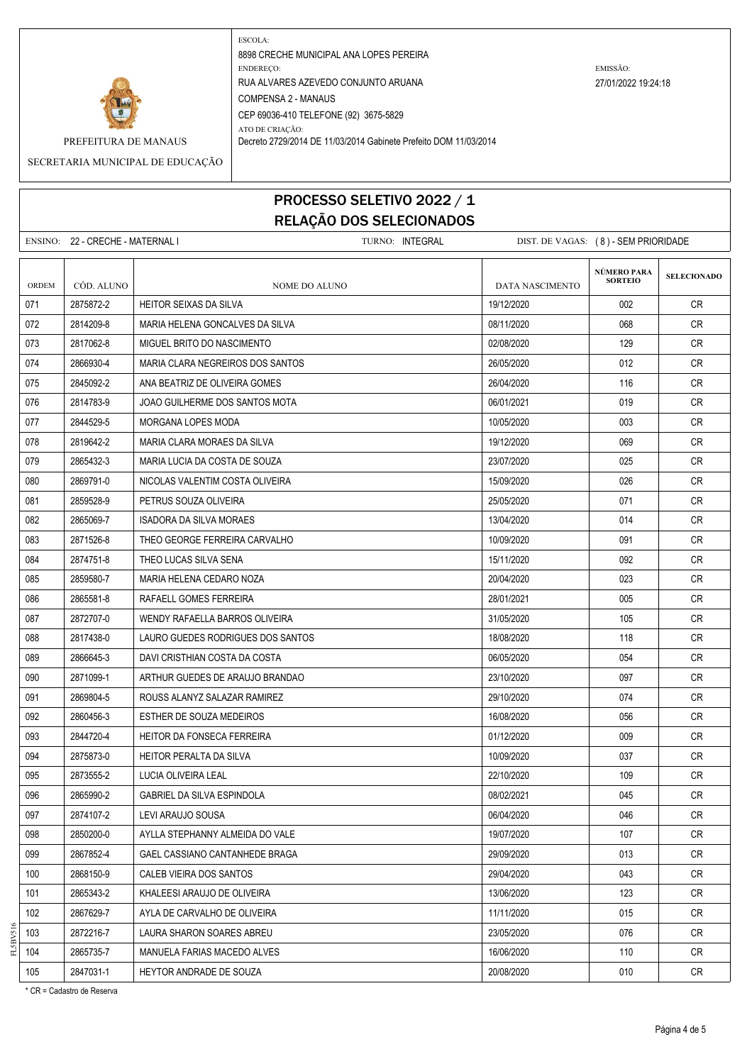PREFEITURA DE MANAUS

SECRETARIA MUNICIPAL DE EDUCAÇÃO

ESCOLA:
8898 CRECHE MUNICIPAL ANA LOPES PEREIRA

ENDEREÇO:
RUA ALVARES AZEVEDO CONJUNTO ARUANA
COMPENSA 2 - MANAUS
CEP 69036-410 TELEFONE (92) 3675-5829

ATO DE CRIAÇÃO:
Decreto 2729/2014 DE 11/03/2014 Gabinete Prefeito DOM 11/03/2014

EMISSÃO:
27/01/2022 19:24:18

# PROCESSO SELETIVO 2022 / 1
## RELAÇÃO DOS SELECIONADOS

ENSINO: 22 - CRECHE - MATERNAL I | TURNO: INTEGRAL | DIST. DE VAGAS: ( 8 ) - SEM PRIORIDADE

| ORDEM | CÓD. ALUNO | NOME DO ALUNO | DATA NASCIMENTO | NÚMERO PARA SORTEIO | SELECIONADO |
|---|---|---|---|---|---|
| 071 | 2875872-2 | HEITOR SEIXAS DA SILVA | 19/12/2020 | 002 | CR |
| 072 | 2814209-8 | MARIA HELENA GONCALVES DA SILVA | 08/11/2020 | 068 | CR |
| 073 | 2817062-8 | MIGUEL BRITO DO NASCIMENTO | 02/08/2020 | 129 | CR |
| 074 | 2866930-4 | MARIA CLARA NEGREIROS DOS SANTOS | 26/05/2020 | 012 | CR |
| 075 | 2845092-2 | ANA BEATRIZ DE OLIVEIRA GOMES | 26/04/2020 | 116 | CR |
| 076 | 2814783-9 | JOAO GUILHERME DOS SANTOS MOTA | 06/01/2021 | 019 | CR |
| 077 | 2844529-5 | MORGANA LOPES MODA | 10/05/2020 | 003 | CR |
| 078 | 2819642-2 | MARIA CLARA MORAES DA SILVA | 19/12/2020 | 069 | CR |
| 079 | 2865432-3 | MARIA LUCIA DA COSTA DE SOUZA | 23/07/2020 | 025 | CR |
| 080 | 2869791-0 | NICOLAS VALENTIM COSTA OLIVEIRA | 15/09/2020 | 026 | CR |
| 081 | 2859528-9 | PETRUS SOUZA OLIVEIRA | 25/05/2020 | 071 | CR |
| 082 | 2865069-7 | ISADORA DA SILVA MORAES | 13/04/2020 | 014 | CR |
| 083 | 2871526-8 | THEO GEORGE FERREIRA CARVALHO | 10/09/2020 | 091 | CR |
| 084 | 2874751-8 | THEO LUCAS SILVA SENA | 15/11/2020 | 092 | CR |
| 085 | 2859580-7 | MARIA HELENA CEDARO NOZA | 20/04/2020 | 023 | CR |
| 086 | 2865581-8 | RAFAELL GOMES FERREIRA | 28/01/2021 | 005 | CR |
| 087 | 2872707-0 | WENDY RAFAELLA BARROS OLIVEIRA | 31/05/2020 | 105 | CR |
| 088 | 2817438-0 | LAURO GUEDES RODRIGUES DOS SANTOS | 18/08/2020 | 118 | CR |
| 089 | 2866645-3 | DAVI CRISTHIAN COSTA DA COSTA | 06/05/2020 | 054 | CR |
| 090 | 2871099-1 | ARTHUR GUEDES DE ARAUJO BRANDAO | 23/10/2020 | 097 | CR |
| 091 | 2869804-5 | ROUSS ALANYZ SALAZAR RAMIREZ | 29/10/2020 | 074 | CR |
| 092 | 2860456-3 | ESTHER DE SOUZA MEDEIROS | 16/08/2020 | 056 | CR |
| 093 | 2844720-4 | HEITOR DA FONSECA FERREIRA | 01/12/2020 | 009 | CR |
| 094 | 2875873-0 | HEITOR PERALTA DA SILVA | 10/09/2020 | 037 | CR |
| 095 | 2873555-2 | LUCIA OLIVEIRA LEAL | 22/10/2020 | 109 | CR |
| 096 | 2865990-2 | GABRIEL DA SILVA ESPINDOLA | 08/02/2021 | 045 | CR |
| 097 | 2874107-2 | LEVI ARAUJO SOUSA | 06/04/2020 | 046 | CR |
| 098 | 2850200-0 | AYLLA STEPHANNY ALMEIDA DO VALE | 19/07/2020 | 107 | CR |
| 099 | 2867852-4 | GAEL CASSIANO CANTANHEDE BRAGA | 29/09/2020 | 013 | CR |
| 100 | 2868150-9 | CALEB VIEIRA DOS SANTOS | 29/04/2020 | 043 | CR |
| 101 | 2865343-2 | KHALEESI ARAUJO DE OLIVEIRA | 13/06/2020 | 123 | CR |
| 102 | 2867629-7 | AYLA DE CARVALHO DE OLIVEIRA | 11/11/2020 | 015 | CR |
| 103 | 2872216-7 | LAURA SHARON SOARES ABREU | 23/05/2020 | 076 | CR |
| 104 | 2865735-7 | MANUELA FARIAS MACEDO ALVES | 16/06/2020 | 110 | CR |
| 105 | 2847031-1 | HEYTOR ANDRADE DE SOUZA | 20/08/2020 | 010 | CR |

* CR = Cadastro de Reserva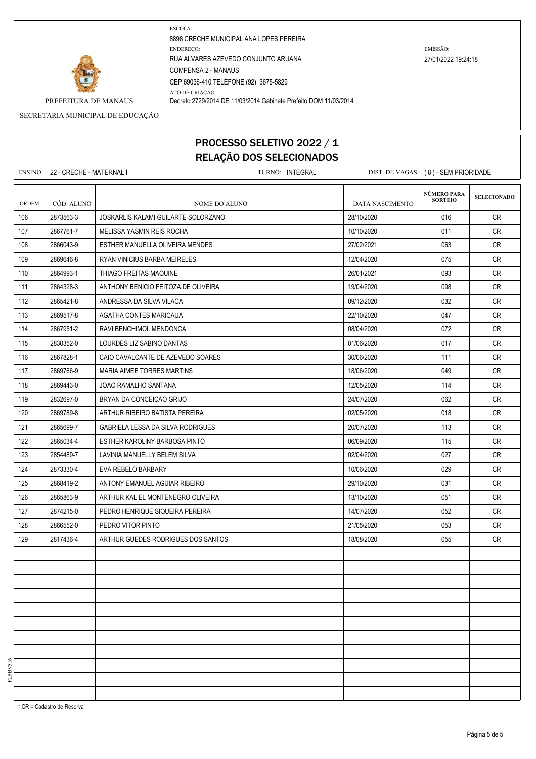PREFEITURA DE MANAUS

SECRETARIA MUNICIPAL DE EDUCAÇÃO

ESCOLA:
8898 CRECHE MUNICIPAL ANA LOPES PEREIRA

ENDEREÇO:
RUA ALVARES AZEVEDO CONJUNTO ARUANA
COMPENSA 2 - MANAUS
CEP 69036-410 TELEFONE (92) 3675-5829

ATO DE CRIAÇÃO:
Decreto 2729/2014 DE 11/03/2014 Gabinete Prefeito DOM 11/03/2014

EMISSÃO:
27/01/2022 19:24:18

# PROCESSO SELETIVO 2022 / 1
## RELAÇÃO DOS SELECIONADOS

ENSINO: 22 - CRECHE - MATERNAL I TURNO: INTEGRAL DIST. DE VAGAS: ( 8 ) - SEM PRIORIDADE

| ORDEM | CÓD. ALUNO | NOME DO ALUNO | DATA NASCIMENTO | NÚMERO PARA SORTEIO | SELECIONADO |
|---|---|---|---|---|---|
| 106 | 2873563-3 | JOSKARLIS KALAMI GUILARTE SOLORZANO | 28/10/2020 | 016 | CR |
| 107 | 2867761-7 | MELISSA YASMIN REIS ROCHA | 10/10/2020 | 011 | CR |
| 108 | 2866043-9 | ESTHER MANUELLA OLIVEIRA MENDES | 27/02/2021 | 063 | CR |
| 109 | 2869646-8 | RYAN VINICIUS BARBA MEIRELES | 12/04/2020 | 075 | CR |
| 110 | 2864993-1 | THIAGO FREITAS MAQUINE | 26/01/2021 | 093 | CR |
| 111 | 2864328-3 | ANTHONY BENICIO FEITOZA DE OLIVEIRA | 19/04/2020 | 098 | CR |
| 112 | 2865421-8 | ANDRESSA DA SILVA VILACA | 09/12/2020 | 032 | CR |
| 113 | 2869517-8 | AGATHA CONTES MARICAUA | 22/10/2020 | 047 | CR |
| 114 | 2867951-2 | RAVI BENCHIMOL MENDONCA | 08/04/2020 | 072 | CR |
| 115 | 2830352-0 | LOURDES LIZ SABINO DANTAS | 01/06/2020 | 017 | CR |
| 116 | 2867828-1 | CAIO CAVALCANTE DE AZEVEDO SOARES | 30/06/2020 | 111 | CR |
| 117 | 2869766-9 | MARIA AIMEE TORRES MARTINS | 18/06/2020 | 049 | CR |
| 118 | 2869443-0 | JOAO RAMALHO SANTANA | 12/05/2020 | 114 | CR |
| 119 | 2832697-0 | BRYAN DA CONCEICAO GRIJO | 24/07/2020 | 062 | CR |
| 120 | 2869789-8 | ARTHUR RIBEIRO BATISTA PEREIRA | 02/05/2020 | 018 | CR |
| 121 | 2865699-7 | GABRIELA LESSA DA SILVA RODRIGUES | 20/07/2020 | 113 | CR |
| 122 | 2865034-4 | ESTHER KAROLINY BARBOSA PINTO | 06/09/2020 | 115 | CR |
| 123 | 2854489-7 | LAVINIA MANUELLY BELEM SILVA | 02/04/2020 | 027 | CR |
| 124 | 2873330-4 | EVA REBELO BARBARY | 10/06/2020 | 029 | CR |
| 125 | 2868419-2 | ANTONY EMANUEL AGUIAR RIBEIRO | 29/10/2020 | 031 | CR |
| 126 | 2865863-9 | ARTHUR KAL EL MONTENEGRO OLIVEIRA | 13/10/2020 | 051 | CR |
| 127 | 2874215-0 | PEDRO HENRIQUE SIQUEIRA PEREIRA | 14/07/2020 | 052 | CR |
| 128 | 2866552-0 | PEDRO VITOR PINTO | 21/05/2020 | 053 | CR |
| 129 | 2817436-4 | ARTHUR GUEDES RODRIGUES DOS SANTOS | 18/08/2020 | 055 | CR |

\* CR = Cadastro de Reserva